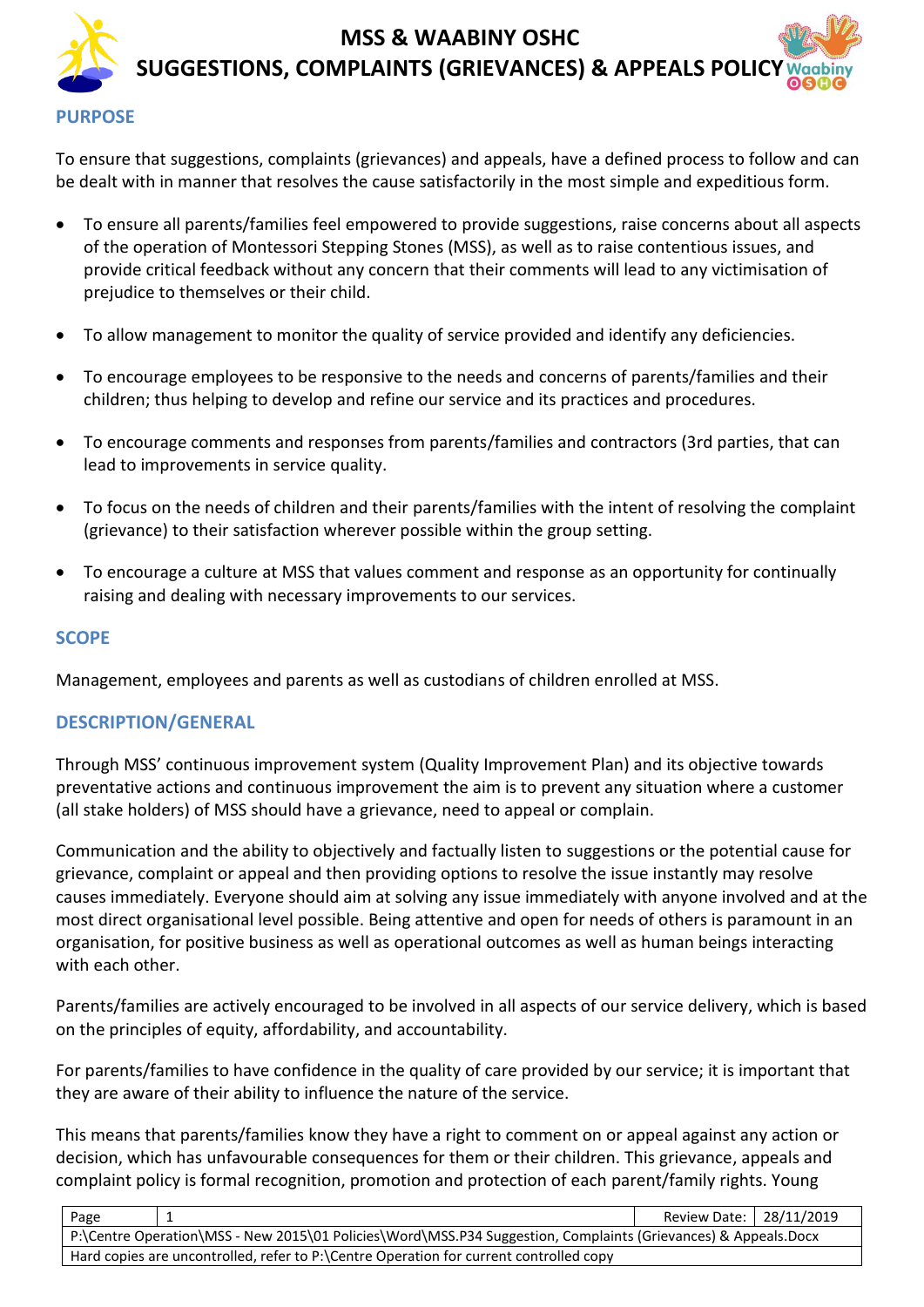# MSS & WAABINY OSHC
# SUGGESTIONS, COMPLAINTS (GRIEVANCES) & APPEALS POLICY

## PURPOSE

To ensure that suggestions, complaints (grievances) and appeals, have a defined process to follow and can be dealt with in manner that resolves the cause satisfactorily in the most simple and expeditious form.

- To ensure all parents/families feel empowered to provide suggestions, raise concerns about all aspects of the operation of Montessori Stepping Stones (MSS), as well as to raise contentious issues, and provide critical feedback without any concern that their comments will lead to any victimisation of prejudice to themselves or their child.
- To allow management to monitor the quality of service provided and identify any deficiencies.
- To encourage employees to be responsive to the needs and concerns of parents/families and their children; thus helping to develop and refine our service and its practices and procedures.
- To encourage comments and responses from parents/families and contractors (3rd parties, that can lead to improvements in service quality.
- To focus on the needs of children and their parents/families with the intent of resolving the complaint (grievance) to their satisfaction wherever possible within the group setting.
- To encourage a culture at MSS that values comment and response as an opportunity for continually raising and dealing with necessary improvements to our services.

## SCOPE

Management, employees and parents as well as custodians of children enrolled at MSS.

## DESCRIPTION/GENERAL

Through MSS' continuous improvement system (Quality Improvement Plan) and its objective towards preventative actions and continuous improvement the aim is to prevent any situation where a customer (all stake holders) of MSS should have a grievance, need to appeal or complain.

Communication and the ability to objectively and factually listen to suggestions or the potential cause for grievance, complaint or appeal and then providing options to resolve the issue instantly may resolve causes immediately. Everyone should aim at solving any issue immediately with anyone involved and at the most direct organisational level possible. Being attentive and open for needs of others is paramount in an organisation, for positive business as well as operational outcomes as well as human beings interacting with each other.

Parents/families are actively encouraged to be involved in all aspects of our service delivery, which is based on the principles of equity, affordability, and accountability.

For parents/families to have confidence in the quality of care provided by our service; it is important that they are aware of their ability to influence the nature of the service.

This means that parents/families know they have a right to comment on or appeal against any action or decision, which has unfavourable consequences for them or their children. This grievance, appeals and complaint policy is formal recognition, promotion and protection of each parent/family rights. Young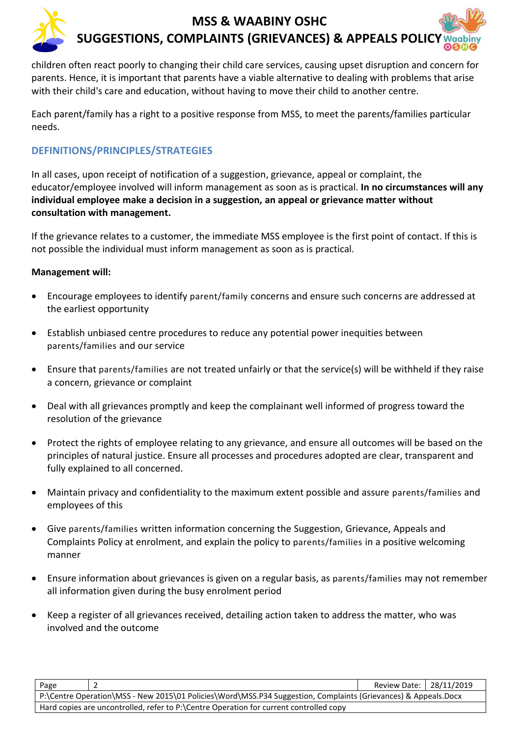children often react poorly to changing their child care services, causing upset disruption and concern for parents. Hence, it is important that parents have a viable alternative to dealing with problems that arise with their child's care and education, without having to move their child to another centre.

Each parent/family has a right to a positive response from MSS, to meet the parents/families particular needs.

## DEFINITIONS/PRINCIPLES/STRATEGIES

In all cases, upon receipt of notification of a suggestion, grievance, appeal or complaint, the educator/employee involved will inform management as soon as is practical. **In no circumstances will any individual employee make a decision in a suggestion, an appeal or grievance matter without consultation with management.**

If the grievance relates to a customer, the immediate MSS employee is the first point of contact. If this is not possible the individual must inform management as soon as is practical.

**Management will:**

- Encourage employees to identify parent/family concerns and ensure such concerns are addressed at the earliest opportunity
- Establish unbiased centre procedures to reduce any potential power inequities between parents/families and our service
- Ensure that parents/families are not treated unfairly or that the service(s) will be withheld if they raise a concern, grievance or complaint
- Deal with all grievances promptly and keep the complainant well informed of progress toward the resolution of the grievance
- Protect the rights of employee relating to any grievance, and ensure all outcomes will be based on the principles of natural justice. Ensure all processes and procedures adopted are clear, transparent and fully explained to all concerned.
- Maintain privacy and confidentiality to the maximum extent possible and assure parents/families and employees of this
- Give parents/families written information concerning the Suggestion, Grievance, Appeals and Complaints Policy at enrolment, and explain the policy to parents/families in a positive welcoming manner
- Ensure information about grievances is given on a regular basis, as parents/families may not remember all information given during the busy enrolment period
- Keep a register of all grievances received, detailing action taken to address the matter, who was involved and the outcome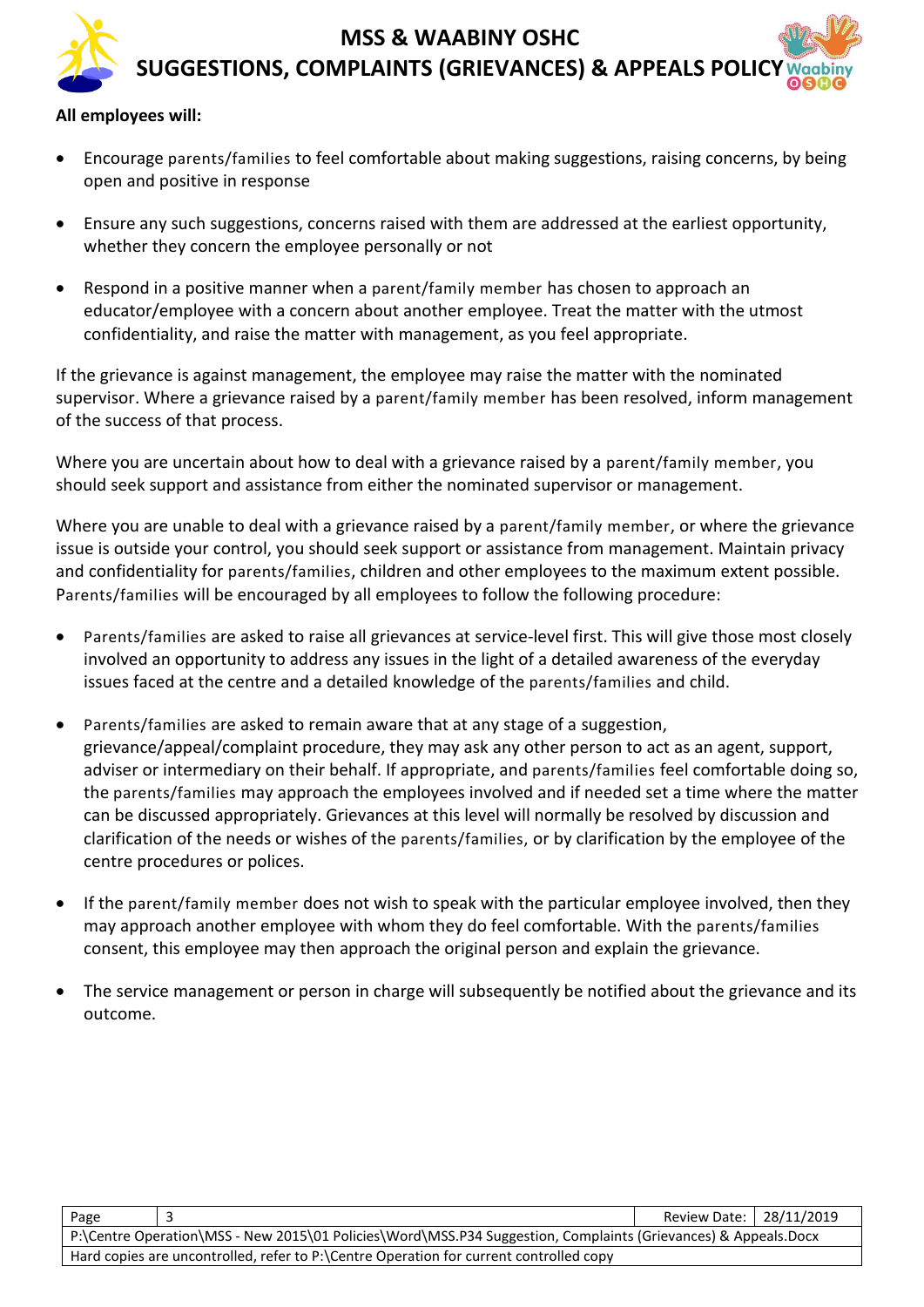**All employees will:**

- Encourage parents/families to feel comfortable about making suggestions, raising concerns, by being open and positive in response
- Ensure any such suggestions, concerns raised with them are addressed at the earliest opportunity, whether they concern the employee personally or not
- Respond in a positive manner when a parent/family member has chosen to approach an educator/employee with a concern about another employee. Treat the matter with the utmost confidentiality, and raise the matter with management, as you feel appropriate.

If the grievance is against management, the employee may raise the matter with the nominated supervisor. Where a grievance raised by a parent/family member has been resolved, inform management of the success of that process.

Where you are uncertain about how to deal with a grievance raised by a parent/family member, you should seek support and assistance from either the nominated supervisor or management.

Where you are unable to deal with a grievance raised by a parent/family member, or where the grievance issue is outside your control, you should seek support or assistance from management. Maintain privacy and confidentiality for parents/families, children and other employees to the maximum extent possible. Parents/families will be encouraged by all employees to follow the following procedure:

- Parents/families are asked to raise all grievances at service-level first. This will give those most closely involved an opportunity to address any issues in the light of a detailed awareness of the everyday issues faced at the centre and a detailed knowledge of the parents/families and child.
- Parents/families are asked to remain aware that at any stage of a suggestion, grievance/appeal/complaint procedure, they may ask any other person to act as an agent, support, adviser or intermediary on their behalf. If appropriate, and parents/families feel comfortable doing so, the parents/families may approach the employees involved and if needed set a time where the matter can be discussed appropriately. Grievances at this level will normally be resolved by discussion and clarification of the needs or wishes of the parents/families, or by clarification by the employee of the centre procedures or polices.
- If the parent/family member does not wish to speak with the particular employee involved, then they may approach another employee with whom they do feel comfortable. With the parents/families consent, this employee may then approach the original person and explain the grievance.
- The service management or person in charge will subsequently be notified about the grievance and its outcome.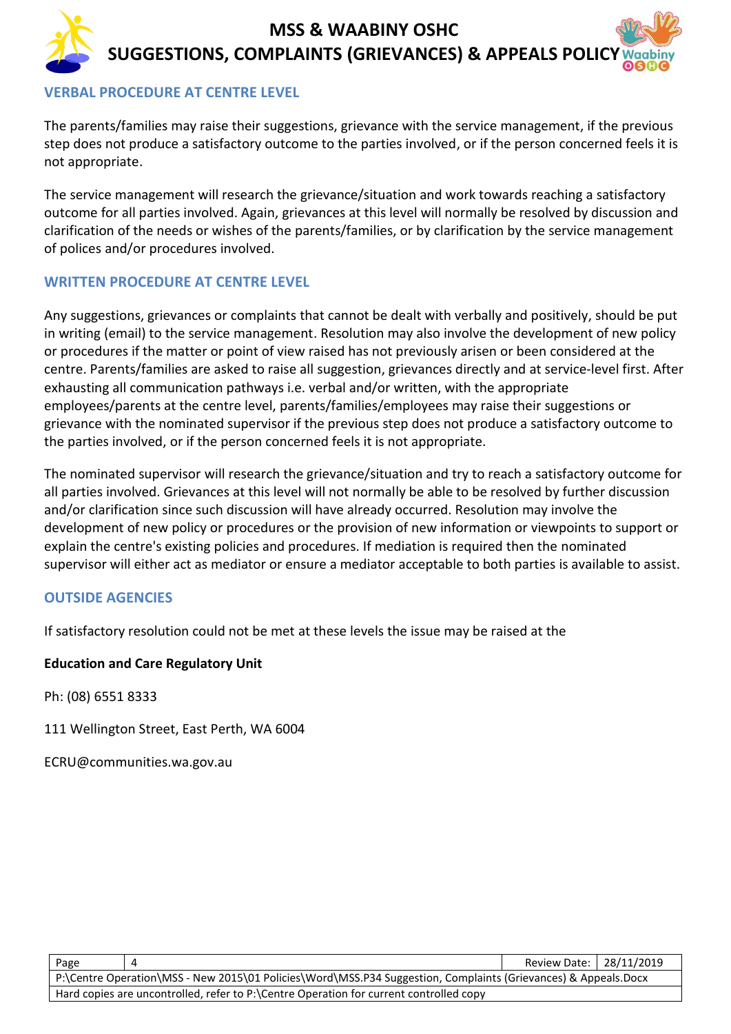## VERBAL PROCEDURE AT CENTRE LEVEL

The parents/families may raise their suggestions, grievance with the service management, if the previous step does not produce a satisfactory outcome to the parties involved, or if the person concerned feels it is not appropriate.

The service management will research the grievance/situation and work towards reaching a satisfactory outcome for all parties involved. Again, grievances at this level will normally be resolved by discussion and clarification of the needs or wishes of the parents/families, or by clarification by the service management of polices and/or procedures involved.

## WRITTEN PROCEDURE AT CENTRE LEVEL

Any suggestions, grievances or complaints that cannot be dealt with verbally and positively, should be put in writing (email) to the service management. Resolution may also involve the development of new policy or procedures if the matter or point of view raised has not previously arisen or been considered at the centre. Parents/families are asked to raise all suggestion, grievances directly and at service-level first. After exhausting all communication pathways i.e. verbal and/or written, with the appropriate employees/parents at the centre level, parents/families/employees may raise their suggestions or grievance with the nominated supervisor if the previous step does not produce a satisfactory outcome to the parties involved, or if the person concerned feels it is not appropriate.

The nominated supervisor will research the grievance/situation and try to reach a satisfactory outcome for all parties involved. Grievances at this level will not normally be able to be resolved by further discussion and/or clarification since such discussion will have already occurred. Resolution may involve the development of new policy or procedures or the provision of new information or viewpoints to support or explain the centre's existing policies and procedures. If mediation is required then the nominated supervisor will either act as mediator or ensure a mediator acceptable to both parties is available to assist.

## OUTSIDE AGENCIES

If satisfactory resolution could not be met at these levels the issue may be raised at the

**Education and Care Regulatory Unit**

Ph: (08) 6551 8333

111 Wellington Street, East Perth, WA 6004

ECRU@communities.wa.gov.au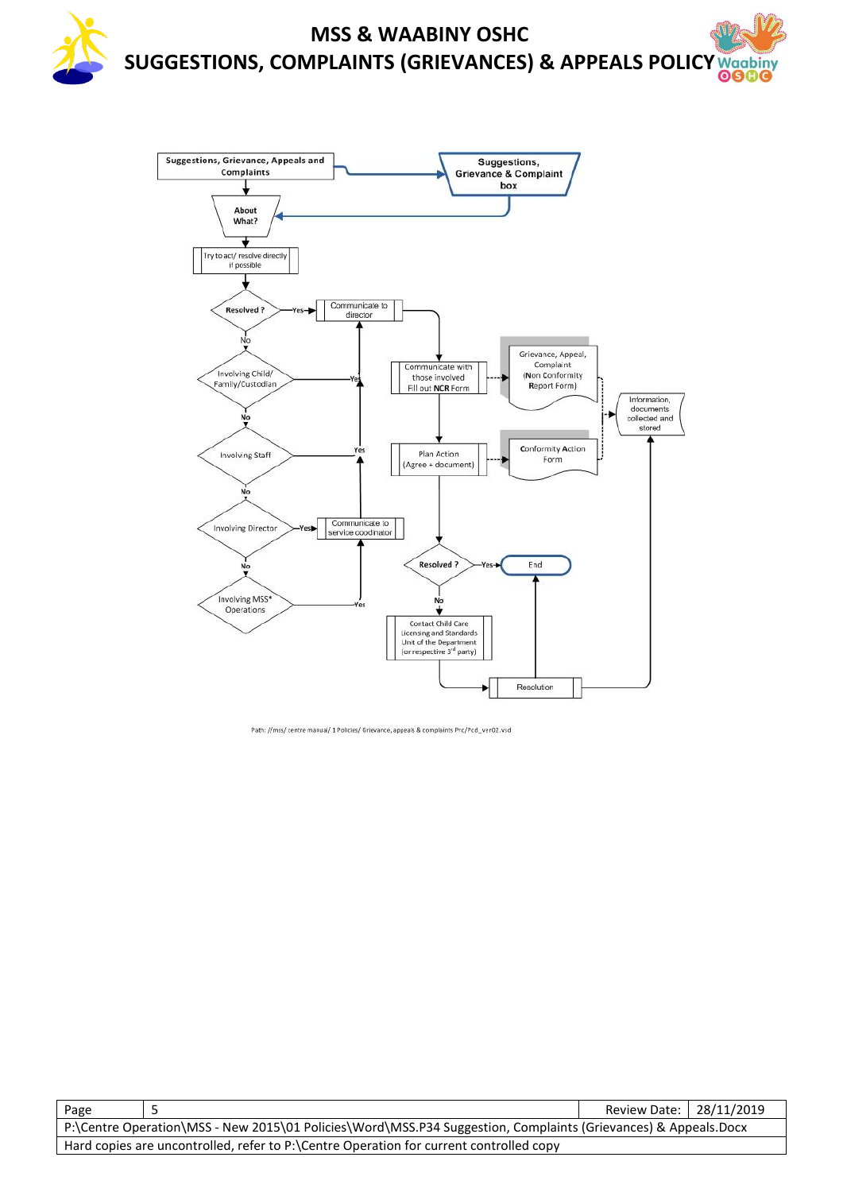Suggestions, Grievance, Appeals and Complaints

Suggestions, Grievance & Complaint box

About What?

Try to act/ resolve directly if possible

Resolved ?

Yes

Communicate to director

No

Involving Child/ Family/Custodian

Yes

No

Involving Staff

Yes

No

Involving Director

Yes

Communicate to service coodinator

No

Involving MSS* Operations

Yes

Communicate with those involved Fill out NCR Form

Grievance, Appeal, Complaint (Non Conformity Report Form)

Information, documents collected and stored

Plan Action (Agree + document)

Conformity Action Form

Resolved ?

Yes

End

No

Contact Child Care Licensing and Standards Unit of the Department (or respective 3rd party)

Resolution

Path: //mss/ centre manual/ 1 Policies/ Grievance, appeals & complaints Prc/Pcd_ver02.vsd